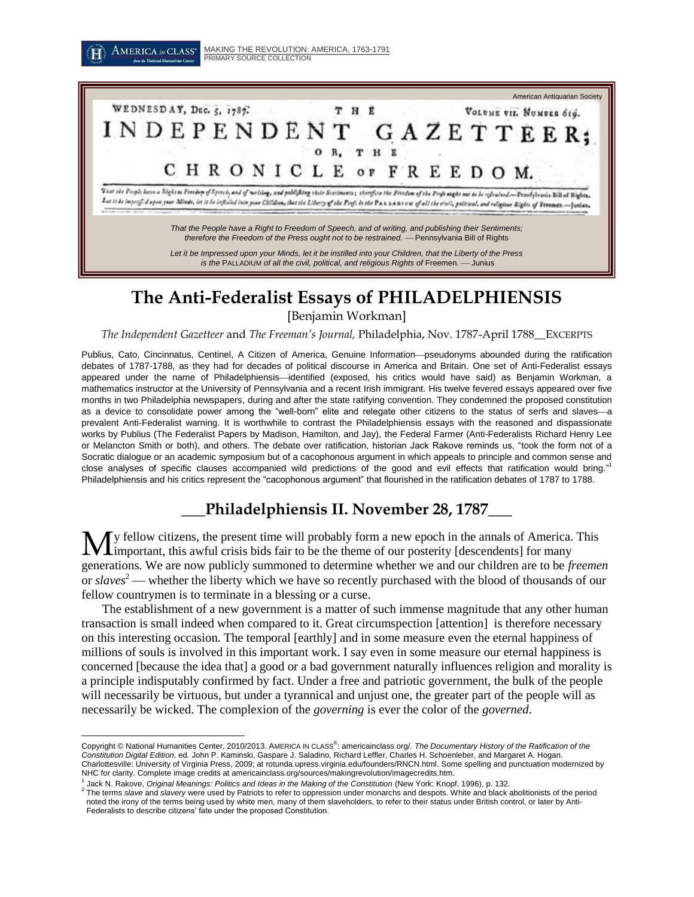American Antiquarian Society

WEDNESDAY, DEC. 5, 1787. THE VOLUME VII. NUMBER 619.

INDEPENDENT GAZETTEER; OR, THE CHRONICLE OF FREEDOM.

*That the People have a Right to Freedom of Speech, and of writing, and publishing their Sentiments; therefore the Freedom of the Press ought not to be restrained.* — Pennsylvania Bill of Rights

*Let it be Impressed upon your Minds, let it be instilled into your Children, that the Liberty of the Press is the* PALLADIUM *of all the civil, political, and religious Rights of* Freemen. — Junius

# The Anti-Federalist Essays of PHILADELPHIENSIS

[Benjamin Workman]

*The Independent Gazetteer* and *The Freeman's Journal,* Philadelphia, Nov. 1787-April 1788__EXCERPTS

Publius, Cato, Cincinnatus, Centinel, A Citizen of America, Genuine Information—pseudonyms abounded during the ratification debates of 1787-1788, as they had for decades of political discourse in America and Britain. One set of Anti-Federalist essays appeared under the name of Philadelphiensis—identified (exposed, his critics would have said) as Benjamin Workman, a mathematics instructor at the University of Pennsylvania and a recent Irish immigrant. His twelve fevered essays appeared over five months in two Philadelphia newspapers, during and after the state ratifying convention. They condemned the proposed constitution as a device to consolidate power among the "well-born" elite and relegate other citizens to the status of serfs and slaves—a prevalent Anti-Federalist warning. It is worthwhile to contrast the Philadelphiensis essays with the reasoned and dispassionate works by Publius (The Federalist Papers by Madison, Hamilton, and Jay), the Federal Farmer (Anti-Federalists Richard Henry Lee or Melancton Smith or both), and others. The debate over ratification, historian Jack Rakove reminds us, "took the form not of a Socratic dialogue or an academic symposium but of a cacophonous argument in which appeals to principle and common sense and close analyses of specific clauses accompanied wild predictions of the good and evil effects that ratification would bring."[1] Philadelphiensis and his critics represent the "cacophonous argument" that flourished in the ratification debates of 1787 to 1788.

## Philadelphiensis II. November 28, 1787

My fellow citizens, the present time will probably form a new epoch in the annals of America. This important, this awful crisis bids fair to be the theme of our posterity [descendents] for many generations. We are now publicly summoned to determine whether we and our children are to be *freemen* or *slaves*[2] — whether the liberty which we have so recently purchased with the blood of thousands of our fellow countrymen is to terminate in a blessing or a curse.

The establishment of a new government is a matter of such immense magnitude that any other human transaction is small indeed when compared to it. Great circumspection [attention] is therefore necessary on this interesting occasion. The temporal [earthly] and in some measure even the eternal happiness of millions of souls is involved in this important work. I say even in some measure our eternal happiness is concerned [because the idea that] a good or a bad government naturally influences religion and morality is a principle indisputably confirmed by fact. Under a free and patriotic government, the bulk of the people will necessarily be virtuous, but under a tyrannical and unjust one, the greater part of the people will as necessarily be wicked. The complexion of the *governing* is ever the color of the *governed*.

---

Copyright © National Humanities Center, 2010/2013. AMERICA IN CLASS®: americainclass.org/. *The Documentary History of the Ratification of the Constitution Digital Edition*, ed. John P. Kaminski, Gaspare J. Saladino, Richard Leffler, Charles H. Schoenleber, and Margaret A. Hogan. Charlottesville: University of Virginia Press, 2009; at rotunda.upress.virginia.edu/founders/RNCN.html. Some spelling and punctuation modernized by NHC for clarity. Complete image credits at americainclass.org/sources/makingrevolution/imagecredits.htm.

[1] Jack N. Rakove, *Original Meanings: Politics and Ideas in the Making of the Constitution* (New York: Knopf, 1996), p. 132.

[2] The terms *slave* and *slavery* were used by Patriots to refer to oppression under monarchs and despots. White and black abolitionists of the period noted the irony of the terms being used by white men, many of them slaveholders, to refer to their status under British control, or later by Anti-Federalists to describe citizens' fate under the proposed Constitution.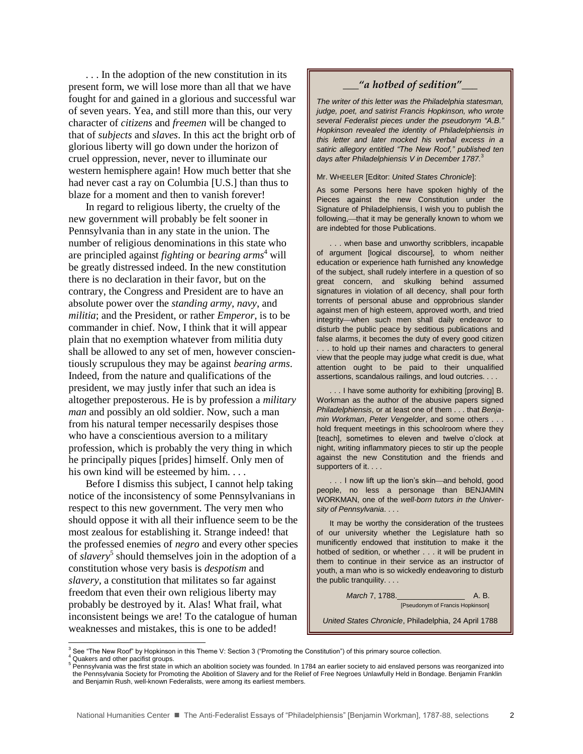. . . In the adoption of the new constitution in its present form, we will lose more than all that we have fought for and gained in a glorious and successful war of seven years. Yea, and still more than this, our very character of *citizens* and *freemen* will be changed to that of *subjects* and *slaves*. In this act the bright orb of glorious liberty will go down under the horizon of cruel oppression, never, never to illuminate our western hemisphere again! How much better that she had never cast a ray on Columbia [U.S.] than thus to blaze for a moment and then to vanish forever!

In regard to religious liberty, the cruelty of the new government will probably be felt sooner in Pennsylvania than in any state in the union. The number of religious denominations in this state who are principled against *fighting* or *bearing arms*[4] will be greatly distressed indeed. In the new constitution there is no declaration in their favor, but on the contrary, the Congress and President are to have an absolute power over the *standing army*, *navy*, and *militia*; and the President, or rather *Emperor*, is to be commander in chief. Now, I think that it will appear plain that no exemption whatever from militia duty shall be allowed to any set of men, however conscientiously scrupulous they may be against *bearing arms*. Indeed, from the nature and qualifications of the president, we may justly infer that such an idea is altogether preposterous. He is by profession a *military man* and possibly an old soldier. Now, such a man from his natural temper necessarily despises those who have a conscientious aversion to a military profession, which is probably the very thing in which he principally piques [prides] himself. Only men of his own kind will be esteemed by him. . . .

Before I dismiss this subject, I cannot help taking notice of the inconsistency of some Pennsylvanians in respect to this new government. The very men who should oppose it with all their influence seem to be the most zealous for establishing it. Strange indeed! that the professed enemies of *negro* and every other species of *slavery*[5] should themselves join in the adoption of a constitution whose very basis is *despotism* and *slavery*, a constitution that militates so far against freedom that even their own religious liberty may probably be destroyed by it. Alas! What frail, what inconsistent beings we are! To the catalogue of human weaknesses and mistakes, this is one to be added!

## "a hotbed of sedition"

*The writer of this letter was the Philadelphia statesman, judge, poet, and satirist Francis Hopkinson, who wrote several Federalist pieces under the pseudonym "A.B." Hopkinson revealed the identity of Philadelphiensis in this letter and later mocked his verbal excess in a satiric allegory entitled "The New Roof," published ten days after Philadelphiensis V in December 1787.*[3]

Mr. WHEELER [Editor: *United States Chronicle*]:

As some Persons here have spoken highly of the Pieces against the new Constitution under the Signature of Philadelphiensis, I wish you to publish the following,—that it may be generally known to whom we are indebted for those Publications.

. . . when base and unworthy scribblers, incapable of argument [logical discourse], to whom neither education or experience hath furnished any knowledge of the subject, shall rudely interfere in a question of so great concern, and skulking behind assumed signatures in violation of all decency, shall pour forth torrents of personal abuse and opprobrious slander against men of high esteem, approved worth, and tried integrity—when such men shall daily endeavor to disturb the public peace by seditious publications and false alarms, it becomes the duty of every good citizen . . . to hold up their names and characters to general view that the people may judge what credit is due, what attention ought to be paid to their unqualified assertions, scandalous railings, and loud outcries. . . .

. . . I have some authority for exhibiting [proving] B. Workman as the author of the abusive papers signed *Philadelphiensis*, or at least one of them . . . that *Benjamin Workman*, *Peter Vengelder*, and some others . . . hold frequent meetings in this schoolroom where they [teach], sometimes to eleven and twelve o'clock at night, writing inflammatory pieces to stir up the people against the new Constitution and the friends and supporters of it. . . .

. . . I now lift up the lion's skin—and behold, good people, no less a personage than BENJAMIN WORKMAN, one of the *well-born tutors in the University of Pennsylvania*. . . .

It may be worthy the consideration of the trustees of our university whether the Legislature hath so munificently endowed that institution to make it the hotbed of sedition, or whether . . . it will be prudent in them to continue in their service as an instructor of youth, a man who is so wickedly endeavoring to disturb the public tranquility. . . .

*March* 7, 1788. A. B.
[Pseudonym of Francis Hopkinson]

*United States Chronicle*, Philadelphia, 24 April 1788

---

[3] See "The New Roof" by Hopkinson in this Theme V: Section 3 ("Promoting the Constitution") of this primary source collection.

[4] Quakers and other pacifist groups.

[5] Pennsylvania was the first state in which an abolition society was founded. In 1784 an earlier society to aid enslaved persons was reorganized into the Pennsylvania Society for Promoting the Abolition of Slavery and for the Relief of Free Negroes Unlawfully Held in Bondage. Benjamin Franklin and Benjamin Rush, well-known Federalists, were among its earliest members.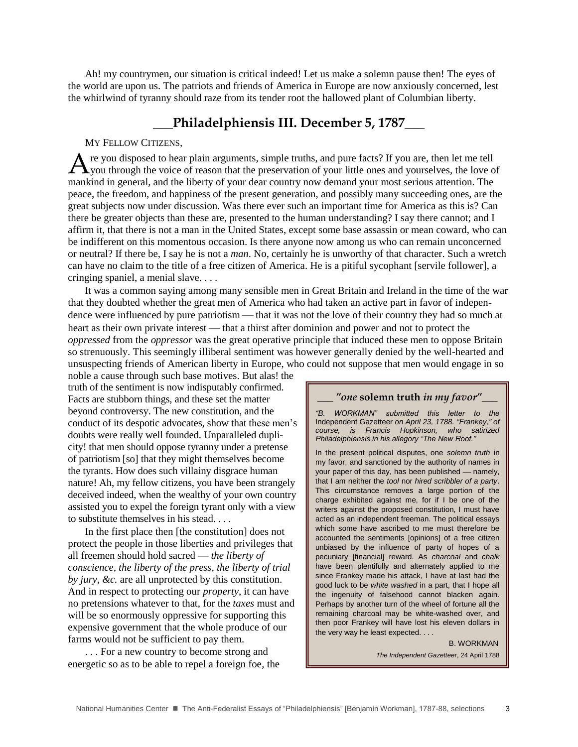Ah! my countrymen, our situation is critical indeed! Let us make a solemn pause then! The eyes of the world are upon us. The patriots and friends of America in Europe are now anxiously concerned, lest the whirlwind of tyranny should raze from its tender root the hallowed plant of Columbian liberty.

## ___Philadelphiensis III. December 5, 1787___

MY FELLOW CITIZENS,

Are you disposed to hear plain arguments, simple truths, and pure facts? If you are, then let me tell you through the voice of reason that the preservation of your little ones and yourselves, the love of mankind in general, and the liberty of your dear country now demand your most serious attention. The peace, the freedom, and happiness of the present generation, and possibly many succeeding ones, are the great subjects now under discussion. Was there ever such an important time for America as this is? Can there be greater objects than these are, presented to the human understanding? I say there cannot; and I affirm it, that there is not a man in the United States, except some base assassin or mean coward, who can be indifferent on this momentous occasion. Is there anyone now among us who can remain unconcerned or neutral? If there be, I say he is not a *man*. No, certainly he is unworthy of that character. Such a wretch can have no claim to the title of a free citizen of America. He is a pitiful sycophant [servile follower], a cringing spaniel, a menial slave. . . .

It was a common saying among many sensible men in Great Britain and Ireland in the time of the war that they doubted whether the great men of America who had taken an active part in favor of independence were influenced by pure patriotism — that it was not the love of their country they had so much at heart as their own private interest — that a thirst after dominion and power and not to protect the *oppressed* from the *oppressor* was the great operative principle that induced these men to oppose Britain so strenuously. This seemingly illiberal sentiment was however generally denied by the well-hearted and unsuspecting friends of American liberty in Europe, who could not suppose that men would engage in so noble a cause through such base motives. But alas! the truth of the sentiment is now indisputably confirmed. Facts are stubborn things, and these set the matter beyond controversy. The new constitution, and the conduct of its despotic advocates, show that these men's doubts were really well founded. Unparalleled duplicity! that men should oppose tyranny under a pretense of patriotism [so] that they might themselves become the tyrants. How does such villainy disgrace human nature! Ah, my fellow citizens, you have been strangely deceived indeed, when the wealthy of your own country assisted you to expel the foreign tyrant only with a view to substitute themselves in his stead. . . .

In the first place then [the constitution] does not protect the people in those liberties and privileges that all freemen should hold sacred — *the liberty of conscience, the liberty of the press, the liberty of trial by jury, &c.* are all unprotected by this constitution. And in respect to protecting our *property*, it can have no pretensions whatever to that, for the *taxes* must and will be so enormously oppressive for supporting this expensive government that the whole produce of our farms would not be sufficient to pay them.

. . . For a new country to become strong and energetic so as to be able to repel a foreign foe, the

### ___ *"one* solemn truth *in my favor"*___

*"B. WORKMAN" submitted this letter to the* Independent Gazetteer *on April 23, 1788. "Frankey," of course, is Francis Hopkinson, who satirized Philadelphiensis in his allegory "The New Roof."*

In the present political disputes, one *solemn truth* in my favor, and sanctioned by the authority of names in your paper of this day, has been published — namely, that I am neither the *tool* nor *hired scribbler of a party*. This circumstance removes a large portion of the charge exhibited against me, for if I be one of the writers against the proposed constitution, I must have acted as an independent freeman. The political essays which some have ascribed to me must therefore be accounted the sentiments [opinions] of a free citizen unbiased by the influence of party of hopes of a pecuniary [financial] reward. As *charcoal* and *chalk* have been plentifully and alternately applied to me since Frankey made his attack, I have at last had the good luck to be *white washed* in a part, that I hope all the ingenuity of falsehood cannot blacken again. Perhaps by another turn of the wheel of fortune all the remaining charcoal may be white-washed over, and then poor Frankey will have lost his eleven dollars in the very way he least expected. . . .

B. WORKMAN

*The Independent Gazetteer*, 24 April 1788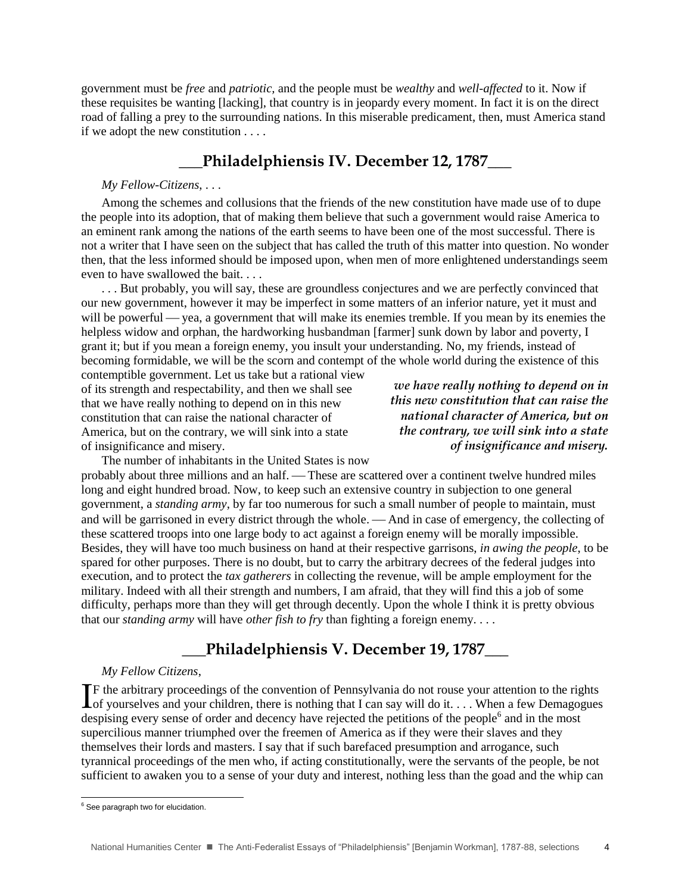government must be *free* and *patriotic*, and the people must be *wealthy* and *well-affected* to it. Now if these requisites be wanting [lacking], that country is in jeopardy every moment. In fact it is on the direct road of falling a prey to the surrounding nations. In this miserable predicament, then, must America stand if we adopt the new constitution . . . .

## ___Philadelphiensis IV. December 12, 1787___

*My Fellow-Citizens*, . . .

Among the schemes and collusions that the friends of the new constitution have made use of to dupe the people into its adoption, that of making them believe that such a government would raise America to an eminent rank among the nations of the earth seems to have been one of the most successful. There is not a writer that I have seen on the subject that has called the truth of this matter into question. No wonder then, that the less informed should be imposed upon, when men of more enlightened understandings seem even to have swallowed the bait. . . .

. . . But probably, you will say, these are groundless conjectures and we are perfectly convinced that our new government, however it may be imperfect in some matters of an inferior nature, yet it must and will be powerful — yea, a government that will make its enemies tremble. If you mean by its enemies the helpless widow and orphan, the hardworking husbandman [farmer] sunk down by labor and poverty, I grant it; but if you mean a foreign enemy, you insult your understanding. No, my friends, instead of becoming formidable, we will be the scorn and contempt of the whole world during the existence of this contemptible government. Let us take but a rational view of its strength and respectability, and then we shall see that we have really nothing to depend on in this new constitution that can raise the national character of America, but on the contrary, we will sink into a state of insignificance and misery.

***we have really nothing to depend on in this new constitution that can raise the national character of America, but on the contrary, we will sink into a state of insignificance and misery.***

The number of inhabitants in the United States is now probably about three millions and an half. — These are scattered over a continent twelve hundred miles long and eight hundred broad. Now, to keep such an extensive country in subjection to one general government, a *standing army*, by far too numerous for such a small number of people to maintain, must and will be garrisoned in every district through the whole. — And in case of emergency, the collecting of these scattered troops into one large body to act against a foreign enemy will be morally impossible. Besides, they will have too much business on hand at their respective garrisons, *in awing the people*, to be spared for other purposes. There is no doubt, but to carry the arbitrary decrees of the federal judges into execution, and to protect the *tax gatherers* in collecting the revenue, will be ample employment for the military. Indeed with all their strength and numbers, I am afraid, that they will find this a job of some difficulty, perhaps more than they will get through decently. Upon the whole I think it is pretty obvious that our *standing army* will have *other fish to fry* than fighting a foreign enemy. . . .

## ___Philadelphiensis V. December 19, 1787___

*My Fellow Citizens*,

IF the arbitrary proceedings of the convention of Pennsylvania do not rouse your attention to the rights of yourselves and your children, there is nothing that I can say will do it. . . . When a few Demagogues despising every sense of order and decency have rejected the petitions of the people[6] and in the most supercilious manner triumphed over the freemen of America as if they were their slaves and they themselves their lords and masters. I say that if such barefaced presumption and arrogance, such tyrannical proceedings of the men who, if acting constitutionally, were the servants of the people, be not sufficient to awaken you to a sense of your duty and interest, nothing less than the goad and the whip can

---

[6] See paragraph two for elucidation.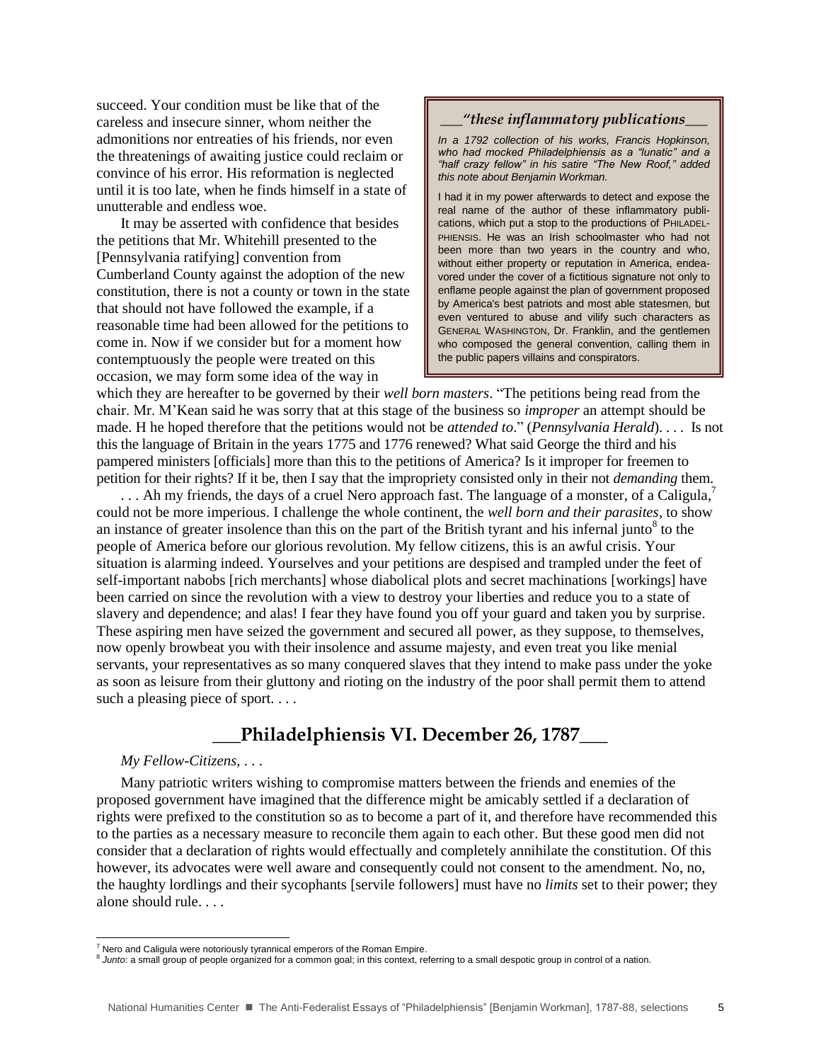succeed. Your condition must be like that of the careless and insecure sinner, whom neither the admonitions nor entreaties of his friends, nor even the threatenings of awaiting justice could reclaim or convince of his error. His reformation is neglected until it is too late, when he finds himself in a state of unutterable and endless woe.

It may be asserted with confidence that besides the petitions that Mr. Whitehill presented to the [Pennsylvania ratifying] convention from Cumberland County against the adoption of the new constitution, there is not a county or town in the state that should not have followed the example, if a reasonable time had been allowed for the petitions to come in. Now if we consider but for a moment how contemptuously the people were treated on this occasion, we may form some idea of the way in which they are hereafter to be governed by their *well born masters*. "The petitions being read from the chair. Mr. M'Kean said he was sorry that at this stage of the business so *improper* an attempt should be made. H he hoped therefore that the petitions would not be *attended to*." (*Pennsylvania Herald*). . . . Is not this the language of Britain in the years 1775 and 1776 renewed? What said George the third and his pampered ministers [officials] more than this to the petitions of America? Is it improper for freemen to petition for their rights? If it be, then I say that the impropriety consisted only in their not *demanding* them.

> ### *"these inflammatory publications*
>
> *In a 1792 collection of his works, Francis Hopkinson, who had mocked Philadelphiensis as a "lunatic" and a "half crazy fellow" in his satire "The New Roof," added this note about Benjamin Workman.*
>
> I had it in my power afterwards to detect and expose the real name of the author of these inflammatory publications, which put a stop to the productions of PHILADELPHIENSIS. He was an Irish schoolmaster who had not been more than two years in the country and who, without either property or reputation in America, endeavored under the cover of a fictitious signature not only to enflame people against the plan of government proposed by America's best patriots and most able statesmen, but even ventured to abuse and vilify such characters as GENERAL WASHINGTON, Dr. Franklin, and the gentlemen who composed the general convention, calling them in the public papers villains and conspirators.

. . . Ah my friends, the days of a cruel Nero approach fast. The language of a monster, of a Caligula,[7] could not be more imperious. I challenge the whole continent, the *well born and their parasites*, to show an instance of greater insolence than this on the part of the British tyrant and his infernal junto[8] to the people of America before our glorious revolution. My fellow citizens, this is an awful crisis. Your situation is alarming indeed. Yourselves and your petitions are despised and trampled under the feet of self-important nabobs [rich merchants] whose diabolical plots and secret machinations [workings] have been carried on since the revolution with a view to destroy your liberties and reduce you to a state of slavery and dependence; and alas! I fear they have found you off your guard and taken you by surprise. These aspiring men have seized the government and secured all power, as they suppose, to themselves, now openly browbeat you with their insolence and assume majesty, and even treat you like menial servants, your representatives as so many conquered slaves that they intend to make pass under the yoke as soon as leisure from their gluttony and rioting on the industry of the poor shall permit them to attend such a pleasing piece of sport. . . .

## Philadelphiensis VI. December 26, 1787

*My Fellow-Citizens*, . . .

Many patriotic writers wishing to compromise matters between the friends and enemies of the proposed government have imagined that the difference might be amicably settled if a declaration of rights were prefixed to the constitution so as to become a part of it, and therefore have recommended this to the parties as a necessary measure to reconcile them again to each other. But these good men did not consider that a declaration of rights would effectually and completely annihilate the constitution. Of this however, its advocates were well aware and consequently could not consent to the amendment. No, no, the haughty lordlings and their sycophants [servile followers] must have no *limits* set to their power; they alone should rule. . . .

---

[7] Nero and Caligula were notoriously tyrannical emperors of the Roman Empire.

[8] *Junto*: a small group of people organized for a common goal; in this context, referring to a small despotic group in control of a nation.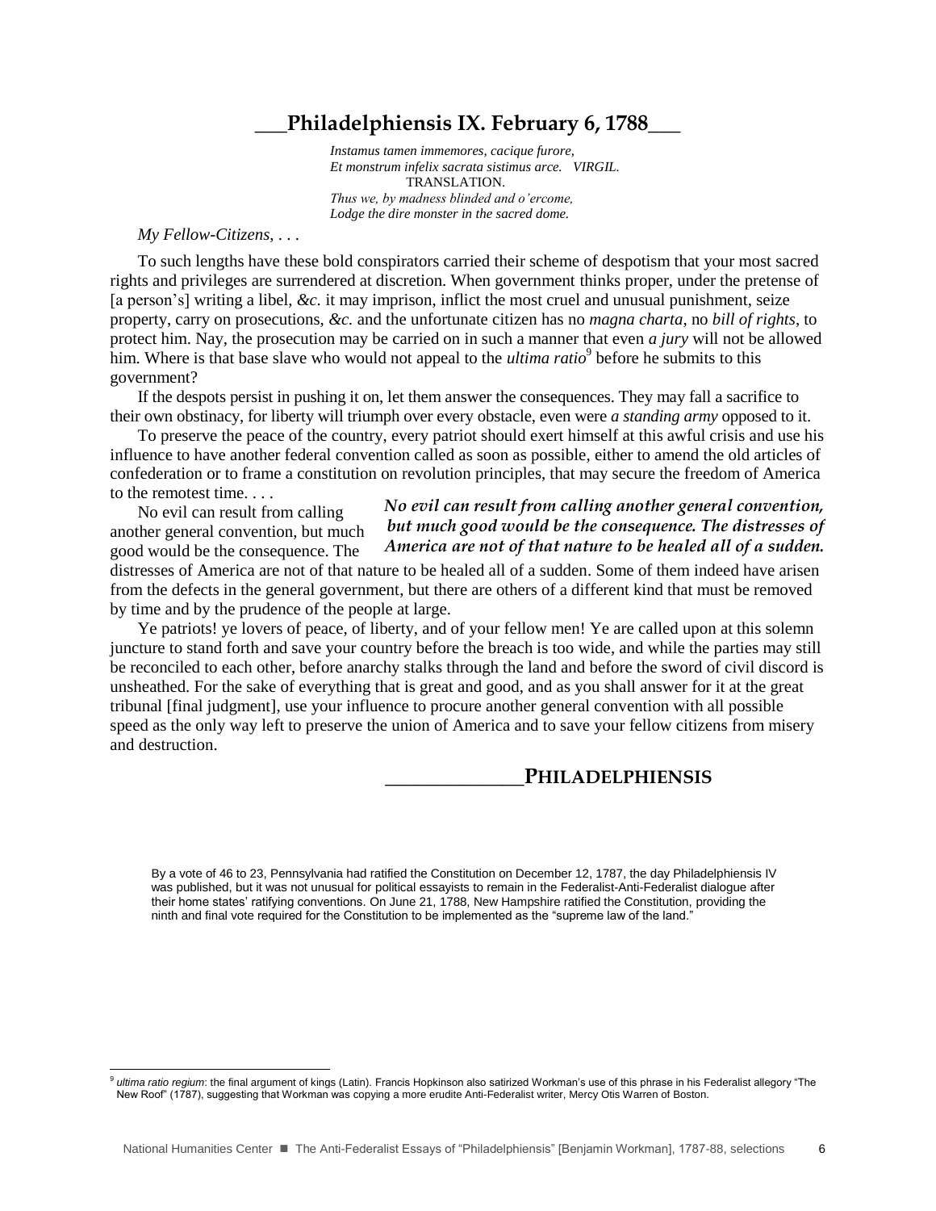## Philadelphiensis IX. February 6, 1788

*Instamus tamen immemores, cacique furore,*
*Et monstrum infelix sacrata sistimus arce.* VIRGIL.
TRANSLATION.
*Thus we, by madness blinded and o'ercome,*
*Lodge the dire monster in the sacred dome.*

*My Fellow-Citizens*, . . .

To such lengths have these bold conspirators carried their scheme of despotism that your most sacred rights and privileges are surrendered at discretion. When government thinks proper, under the pretense of [a person's] writing a libel, *&c.* it may imprison, inflict the most cruel and unusual punishment, seize property, carry on prosecutions, *&c.* and the unfortunate citizen has no *magna charta*, no *bill of rights*, to protect him. Nay, the prosecution may be carried on in such a manner that even *a jury* will not be allowed him. Where is that base slave who would not appeal to the *ultima ratio*[9] before he submits to this government?

If the despots persist in pushing it on, let them answer the consequences. They may fall a sacrifice to their own obstinacy, for liberty will triumph over every obstacle, even were *a standing army* opposed to it.

To preserve the peace of the country, every patriot should exert himself at this awful crisis and use his influence to have another federal convention called as soon as possible, either to amend the old articles of confederation or to frame a constitution on revolution principles, that may secure the freedom of America to the remotest time. . . .

***No evil can result from calling another general convention, but much good would be the consequence. The distresses of America are not of that nature to be healed all of a sudden.***

No evil can result from calling another general convention, but much good would be the consequence. The distresses of America are not of that nature to be healed all of a sudden. Some of them indeed have arisen from the defects in the general government, but there are others of a different kind that must be removed by time and by the prudence of the people at large.

Ye patriots! ye lovers of peace, of liberty, and of your fellow men! Ye are called upon at this solemn juncture to stand forth and save your country before the breach is too wide, and while the parties may still be reconciled to each other, before anarchy stalks through the land and before the sword of civil discord is unsheathed. For the sake of everything that is great and good, and as you shall answer for it at the great tribunal [final judgment], use your influence to procure another general convention with all possible speed as the only way left to preserve the union of America and to save your fellow citizens from misery and destruction.

**PHILADELPHIENSIS**

By a vote of 46 to 23, Pennsylvania had ratified the Constitution on December 12, 1787, the day Philadelphiensis IV was published, but it was not unusual for political essayists to remain in the Federalist-Anti-Federalist dialogue after their home states' ratifying conventions. On June 21, 1788, New Hampshire ratified the Constitution, providing the ninth and final vote required for the Constitution to be implemented as the "supreme law of the land."

[9] *ultima ratio regium*: the final argument of kings (Latin). Francis Hopkinson also satirized Workman's use of this phrase in his Federalist allegory "The New Roof" (1787), suggesting that Workman was copying a more erudite Anti-Federalist writer, Mercy Otis Warren of Boston.